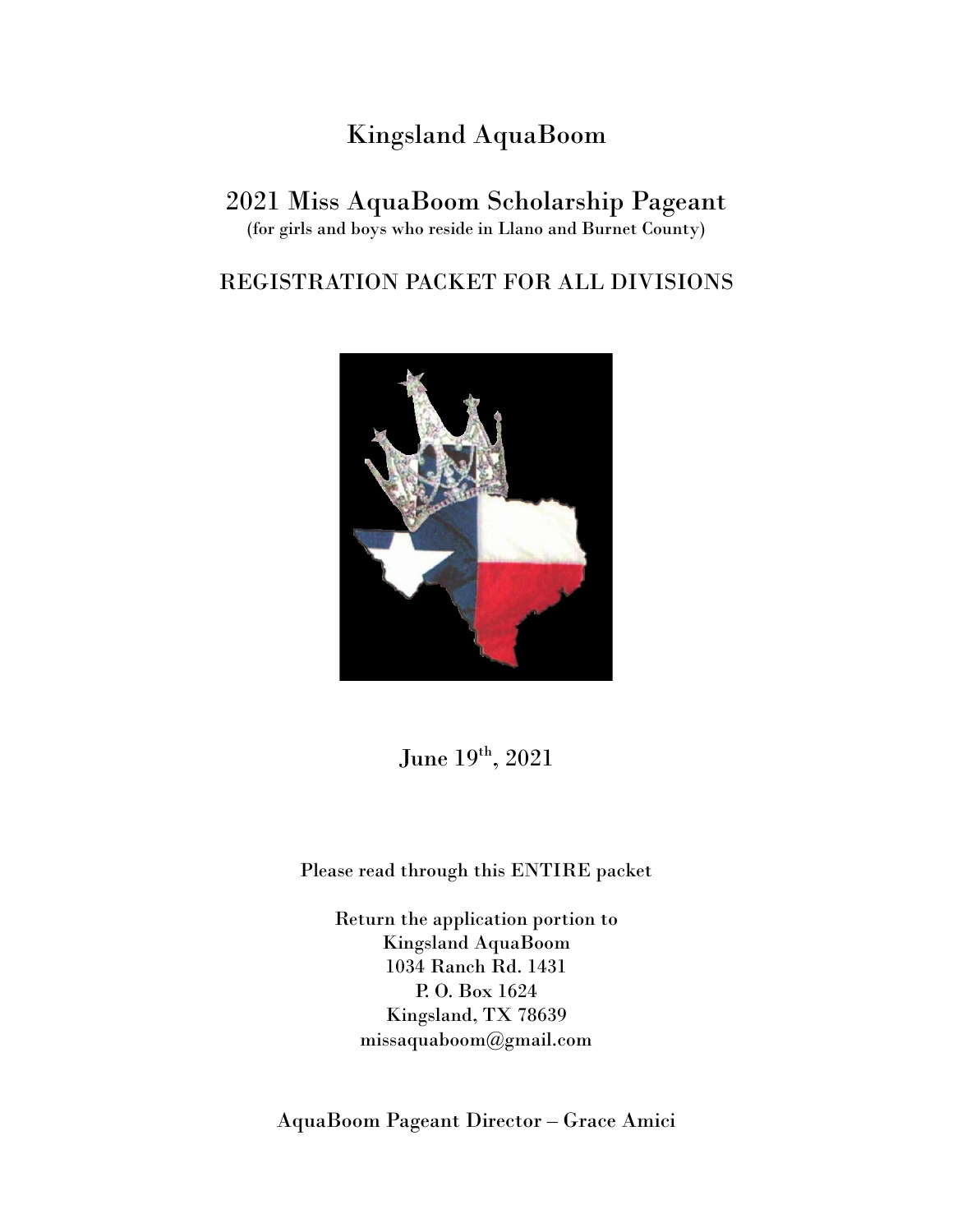# Kingsland AquaBoom

## 2021 Miss AquaBoom Scholarship Pageant

(for girls and boys who reside in Llano and Burnet County)

### REGISTRATION PACKET FOR ALL DIVISIONS

**June 19th, 2021**

Please read through this ENTIRE packet

Return the application portion to
Kingsland AquaBoom
1034 Ranch Rd. 1431
P. O. Box 1624
Kingsland, TX 78639
missaquaboom@gmail.com

AquaBoom Pageant Director – Grace Amici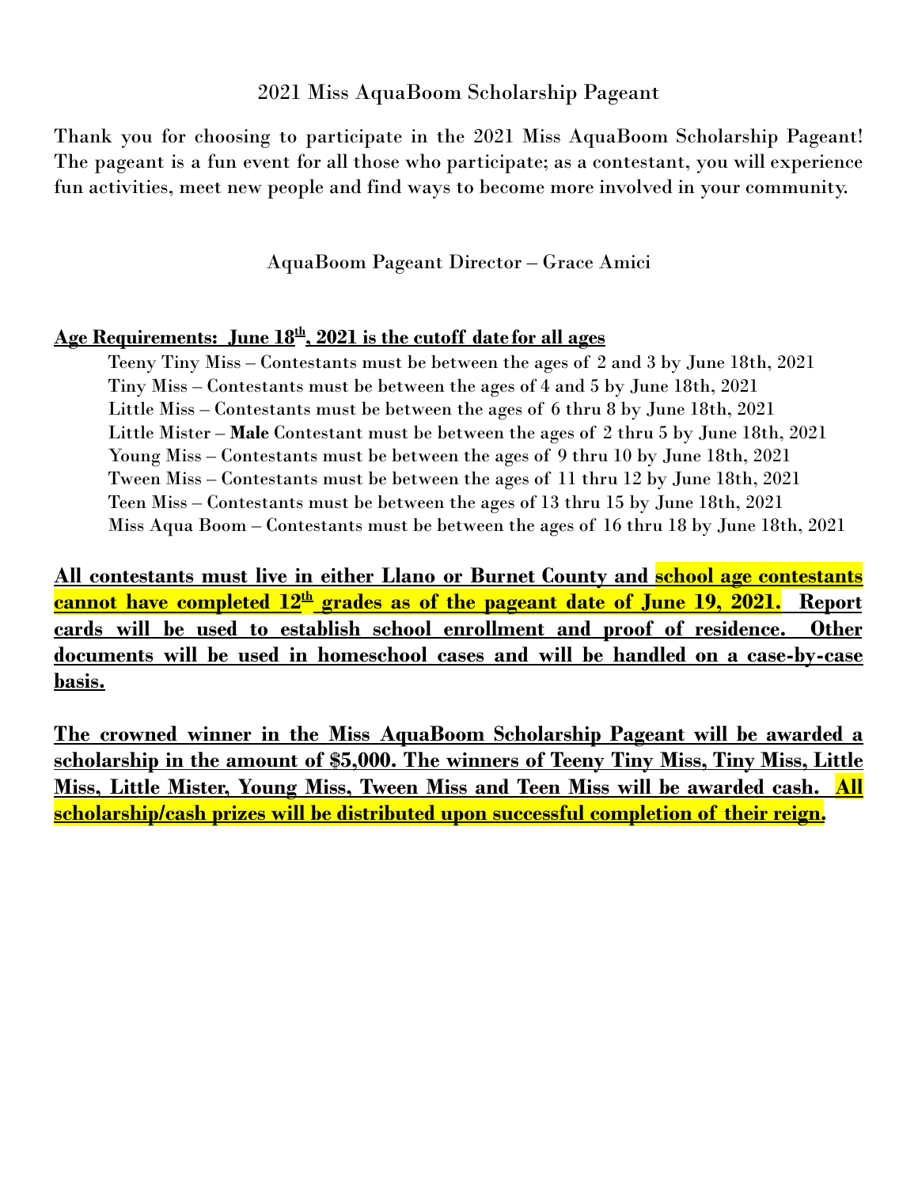# 2021 Miss AquaBoom Scholarship Pageant

Thank you for choosing to participate in the 2021 Miss AquaBoom Scholarship Pageant! The pageant is a fun event for all those who participate; as a contestant, you will experience fun activities, meet new people and find ways to become more involved in your community.

AquaBoom Pageant Director – Grace Amici

**Age Requirements: June 18th, 2021 is the cutoff date for all ages**

- Teeny Tiny Miss – Contestants must be between the ages of 2 and 3 by June 18th, 2021
- Tiny Miss – Contestants must be between the ages of 4 and 5 by June 18th, 2021
- Little Miss – Contestants must be between the ages of 6 thru 8 by June 18th, 2021
- Little Mister – **Male** Contestant must be between the ages of 2 thru 5 by June 18th, 2021
- Young Miss – Contestants must be between the ages of 9 thru 10 by June 18th, 2021
- Tween Miss – Contestants must be between the ages of 11 thru 12 by June 18th, 2021
- Teen Miss – Contestants must be between the ages of 13 thru 15 by June 18th, 2021
- Miss Aqua Boom – Contestants must be between the ages of 16 thru 18 by June 18th, 2021

**All contestants must live in either Llano or Burnet County and school age contestants cannot have completed 12th grades as of the pageant date of June 19, 2021. Report cards will be used to establish school enrollment and proof of residence. Other documents will be used in homeschool cases and will be handled on a case-by-case basis.**

**The crowned winner in the Miss AquaBoom Scholarship Pageant will be awarded a scholarship in the amount of $5,000. The winners of Teeny Tiny Miss, Tiny Miss, Little Miss, Little Mister, Young Miss, Tween Miss and Teen Miss will be awarded cash. All scholarship/cash prizes will be distributed upon successful completion of their reign.**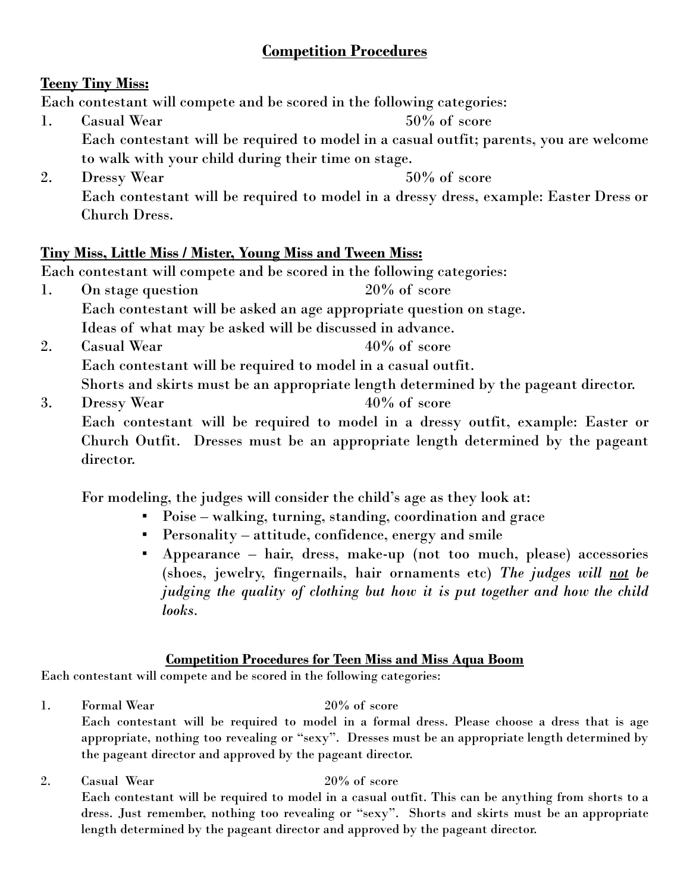# Competition Procedures

**Teeny Tiny Miss:**

Each contestant will compete and be scored in the following categories:

1. Casual Wear — 50% of score
   Each contestant will be required to model in a casual outfit; parents, you are welcome to walk with your child during their time on stage.
2. Dressy Wear — 50% of score
   Each contestant will be required to model in a dressy dress, example: Easter Dress or Church Dress.

**Tiny Miss, Little Miss / Mister, Young Miss and Tween Miss:**

Each contestant will compete and be scored in the following categories:

1. On stage question — 20% of score
   Each contestant will be asked an age appropriate question on stage.
   Ideas of what may be asked will be discussed in advance.
2. Casual Wear — 40% of score
   Each contestant will be required to model in a casual outfit.
   Shorts and skirts must be an appropriate length determined by the pageant director.
3. Dressy Wear — 40% of score
   Each contestant will be required to model in a dressy outfit, example: Easter or Church Outfit. Dresses must be an appropriate length determined by the pageant director.

   For modeling, the judges will consider the child's age as they look at:

   - Poise – walking, turning, standing, coordination and grace
   - Personality – attitude, confidence, energy and smile
   - Appearance – hair, dress, make-up (not too much, please) accessories (shoes, jewelry, fingernails, hair ornaments etc) *The judges will **not** be judging the quality of clothing but how it is put together and how the child looks.*

## Competition Procedures for Teen Miss and Miss Aqua Boom

Each contestant will compete and be scored in the following categories:

1. Formal Wear — 20% of score
   Each contestant will be required to model in a formal dress. Please choose a dress that is age appropriate, nothing too revealing or "sexy". Dresses must be an appropriate length determined by the pageant director and approved by the pageant director.
2. Casual Wear — 20% of score
   Each contestant will be required to model in a casual outfit. This can be anything from shorts to a dress. Just remember, nothing too revealing or "sexy". Shorts and skirts must be an appropriate length determined by the pageant director and approved by the pageant director.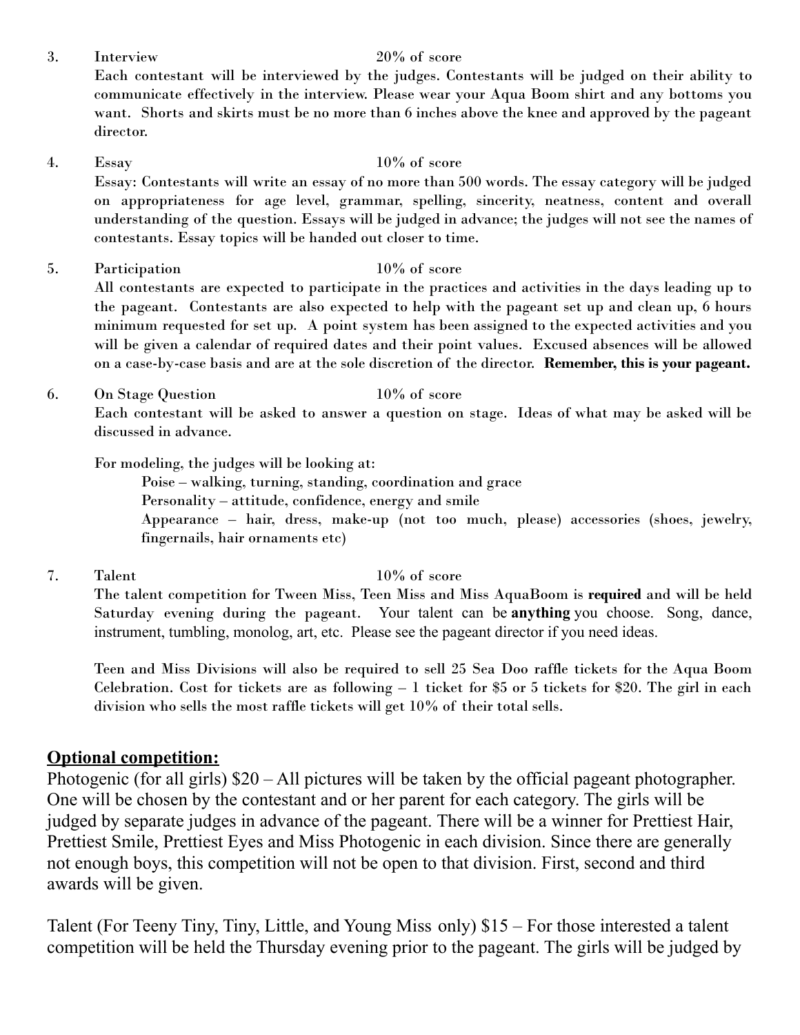3. Interview 20% of score

   Each contestant will be interviewed by the judges. Contestants will be judged on their ability to communicate effectively in the interview. Please wear your Aqua Boom shirt and any bottoms you want. Shorts and skirts must be no more than 6 inches above the knee and approved by the pageant director.

4. Essay 10% of score

   Essay: Contestants will write an essay of no more than 500 words. The essay category will be judged on appropriateness for age level, grammar, spelling, sincerity, neatness, content and overall understanding of the question. Essays will be judged in advance; the judges will not see the names of contestants. Essay topics will be handed out closer to time.

5. Participation 10% of score

   All contestants are expected to participate in the practices and activities in the days leading up to the pageant. Contestants are also expected to help with the pageant set up and clean up, 6 hours minimum requested for set up. A point system has been assigned to the expected activities and you will be given a calendar of required dates and their point values. Excused absences will be allowed on a case-by-case basis and are at the sole discretion of the director. **Remember, this is your pageant.**

6. On Stage Question 10% of score

   Each contestant will be asked to answer a question on stage. Ideas of what may be asked will be discussed in advance.

   For modeling, the judges will be looking at:

   - Poise – walking, turning, standing, coordination and grace
   - Personality – attitude, confidence, energy and smile
   - Appearance – hair, dress, make-up (not too much, please) accessories (shoes, jewelry, fingernails, hair ornaments etc)

7. Talent 10% of score

   The talent competition for Tween Miss, Teen Miss and Miss AquaBoom is **required** and will be held Saturday evening during the pageant. Your talent can be **anything** you choose. Song, dance, instrument, tumbling, monolog, art, etc. Please see the pageant director if you need ideas.

   Teen and Miss Divisions will also be required to sell 25 Sea Doo raffle tickets for the Aqua Boom Celebration. Cost for tickets are as following – 1 ticket for $5 or 5 tickets for $20. The girl in each division who sells the most raffle tickets will get 10% of their total sells.

## **Optional competition:**

Photogenic (for all girls) $20 – All pictures will be taken by the official pageant photographer. One will be chosen by the contestant and or her parent for each category. The girls will be judged by separate judges in advance of the pageant. There will be a winner for Prettiest Hair, Prettiest Smile, Prettiest Eyes and Miss Photogenic in each division. Since there are generally not enough boys, this competition will not be open to that division. First, second and third awards will be given.

Talent (For Teeny Tiny, Tiny, Little, and Young Miss only) $15 – For those interested a talent competition will be held the Thursday evening prior to the pageant. The girls will be judged by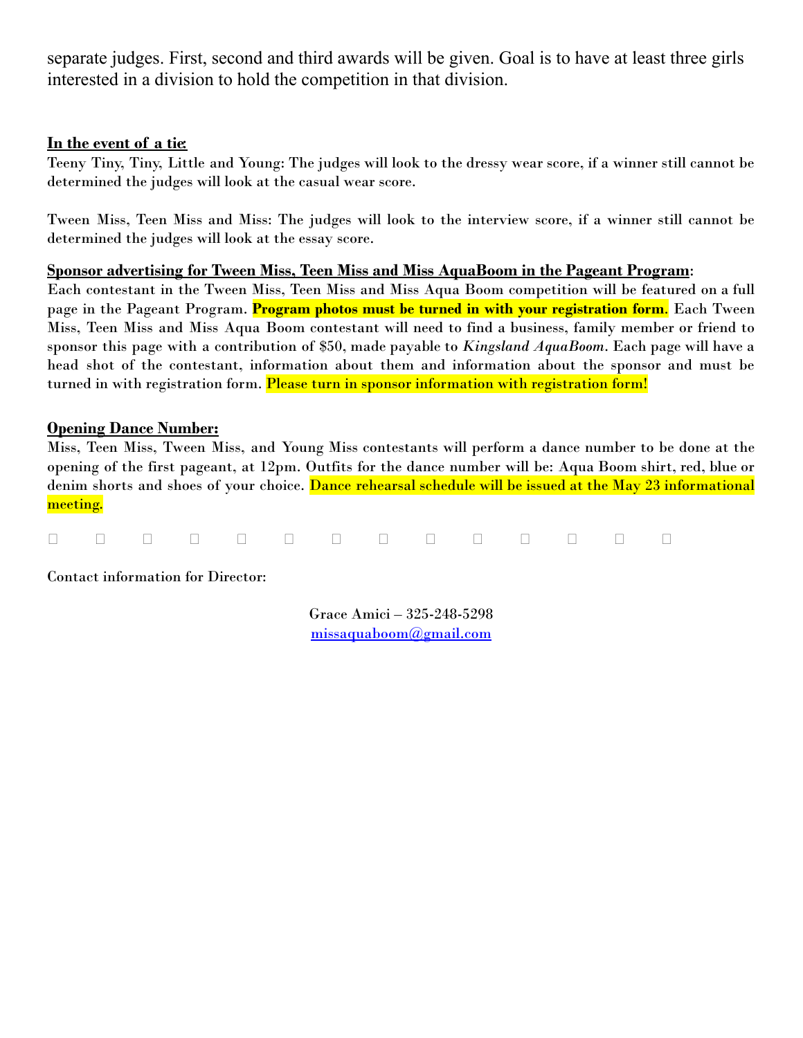separate judges. First, second and third awards will be given. Goal is to have at least three girls interested in a division to hold the competition in that division.

**In the event of a tie:**

Teeny Tiny, Tiny, Little and Young: The judges will look to the dressy wear score, if a winner still cannot be determined the judges will look at the casual wear score.

Tween Miss, Teen Miss and Miss: The judges will look to the interview score, if a winner still cannot be determined the judges will look at the essay score.

**Sponsor advertising for Tween Miss, Teen Miss and Miss AquaBoom in the Pageant Program**:

Each contestant in the Tween Miss, Teen Miss and Miss Aqua Boom competition will be featured on a full page in the Pageant Program. **Program photos must be turned in with your registration form**. Each Tween Miss, Teen Miss and Miss Aqua Boom contestant will need to find a business, family member or friend to sponsor this page with a contribution of $50, made payable to *Kingsland AquaBoom*. Each page will have a head shot of the contestant, information about them and information about the sponsor and must be turned in with registration form. Please turn in sponsor information with registration form!

**Opening Dance Number:**

Miss, Teen Miss, Tween Miss, and Young Miss contestants will perform a dance number to be done at the opening of the first pageant, at 12pm. Outfits for the dance number will be: Aqua Boom shirt, red, blue or denim shorts and shoes of your choice. Dance rehearsal schedule will be issued at the May 23 informational meeting.

□ □ □ □ □ □ □ □ □ □ □ □ □ □

Contact information for Director:

Grace Amici – 325-248-5298
missaquaboom@gmail.com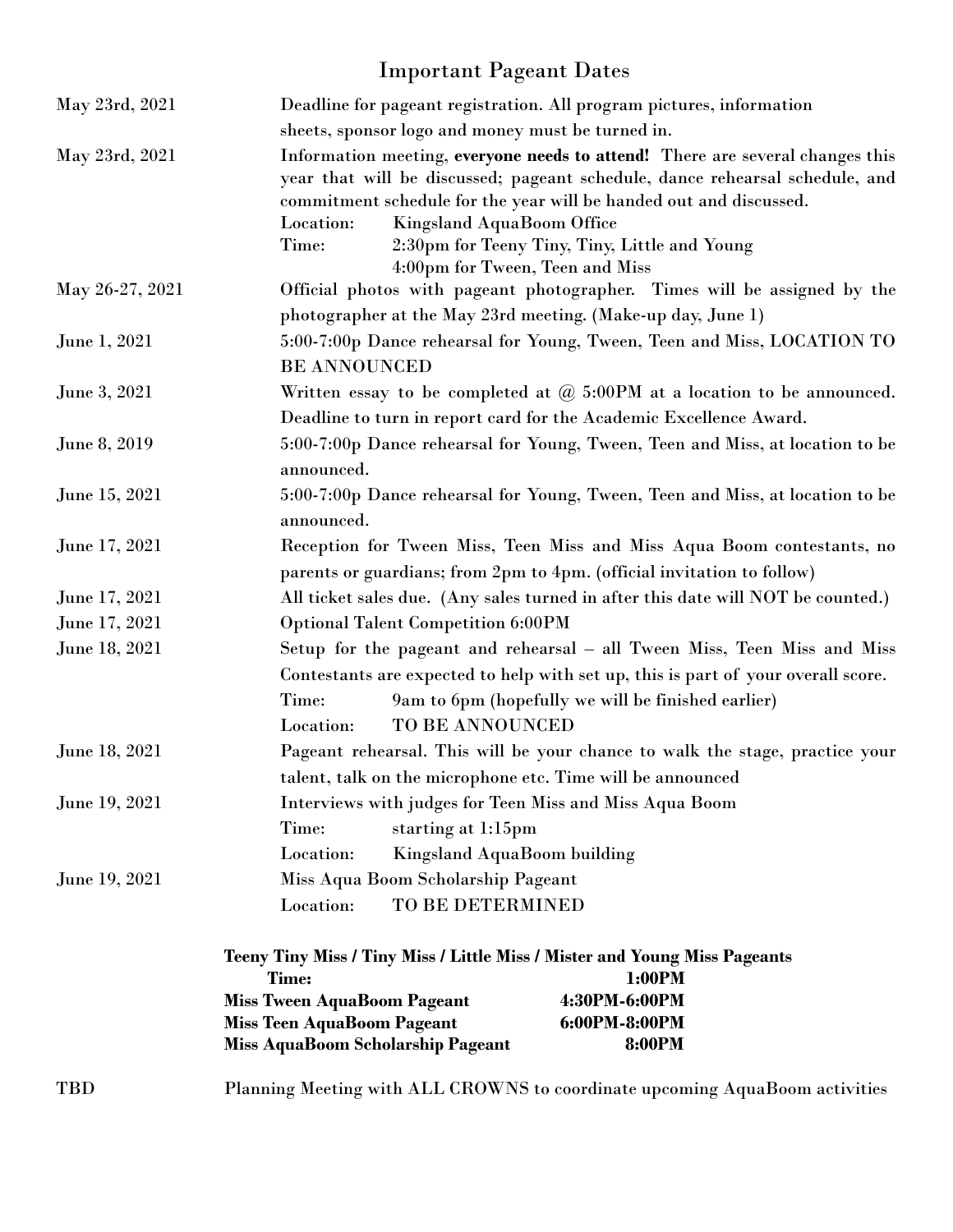# Important Pageant Dates

| | |
|---|---|
| May 23rd, 2021 | Deadline for pageant registration. All program pictures, information sheets, sponsor logo and money must be turned in. |
| May 23rd, 2021 | Information meeting, **everyone needs to attend!** There are several changes this year that will be discussed; pageant schedule, dance rehearsal schedule, and commitment schedule for the year will be handed out and discussed.<br>Location: Kingsland AquaBoom Office<br>Time: 2:30pm for Teeny Tiny, Tiny, Little and Young<br>4:00pm for Tween, Teen and Miss |
| May 26-27, 2021 | Official photos with pageant photographer. Times will be assigned by the photographer at the May 23rd meeting. (Make-up day, June 1) |
| June 1, 2021 | 5:00-7:00p Dance rehearsal for Young, Tween, Teen and Miss, LOCATION TO BE ANNOUNCED |
| June 3, 2021 | Written essay to be completed at @ 5:00PM at a location to be announced. Deadline to turn in report card for the Academic Excellence Award. |
| June 8, 2019 | 5:00-7:00p Dance rehearsal for Young, Tween, Teen and Miss, at location to be announced. |
| June 15, 2021 | 5:00-7:00p Dance rehearsal for Young, Tween, Teen and Miss, at location to be announced. |
| June 17, 2021 | Reception for Tween Miss, Teen Miss and Miss Aqua Boom contestants, no parents or guardians; from 2pm to 4pm. (official invitation to follow) |
| June 17, 2021 | All ticket sales due. (Any sales turned in after this date will NOT be counted.) |
| June 17, 2021 | Optional Talent Competition 6:00PM |
| June 18, 2021 | Setup for the pageant and rehearsal – all Tween Miss, Teen Miss and Miss Contestants are expected to help with set up, this is part of your overall score.<br>Time: 9am to 6pm (hopefully we will be finished earlier)<br>Location: TO BE ANNOUNCED |
| June 18, 2021 | Pageant rehearsal. This will be your chance to walk the stage, practice your talent, talk on the microphone etc. Time will be announced |
| June 19, 2021 | Interviews with judges for Teen Miss and Miss Aqua Boom<br>Time: starting at 1:15pm<br>Location: Kingsland AquaBoom building |
| June 19, 2021 | Miss Aqua Boom Scholarship Pageant<br>Location: TO BE DETERMINED |

| | |
|---|---|
| **Teeny Tiny Miss / Tiny Miss / Little Miss / Mister and Young Miss Pageants** | |
| **Time:** | **1:00PM** |
| **Miss Tween AquaBoom Pageant** | **4:30PM-6:00PM** |
| **Miss Teen AquaBoom Pageant** | **6:00PM-8:00PM** |
| **Miss AquaBoom Scholarship Pageant** | **8:00PM** |

TBD Planning Meeting with ALL CROWNS to coordinate upcoming AquaBoom activities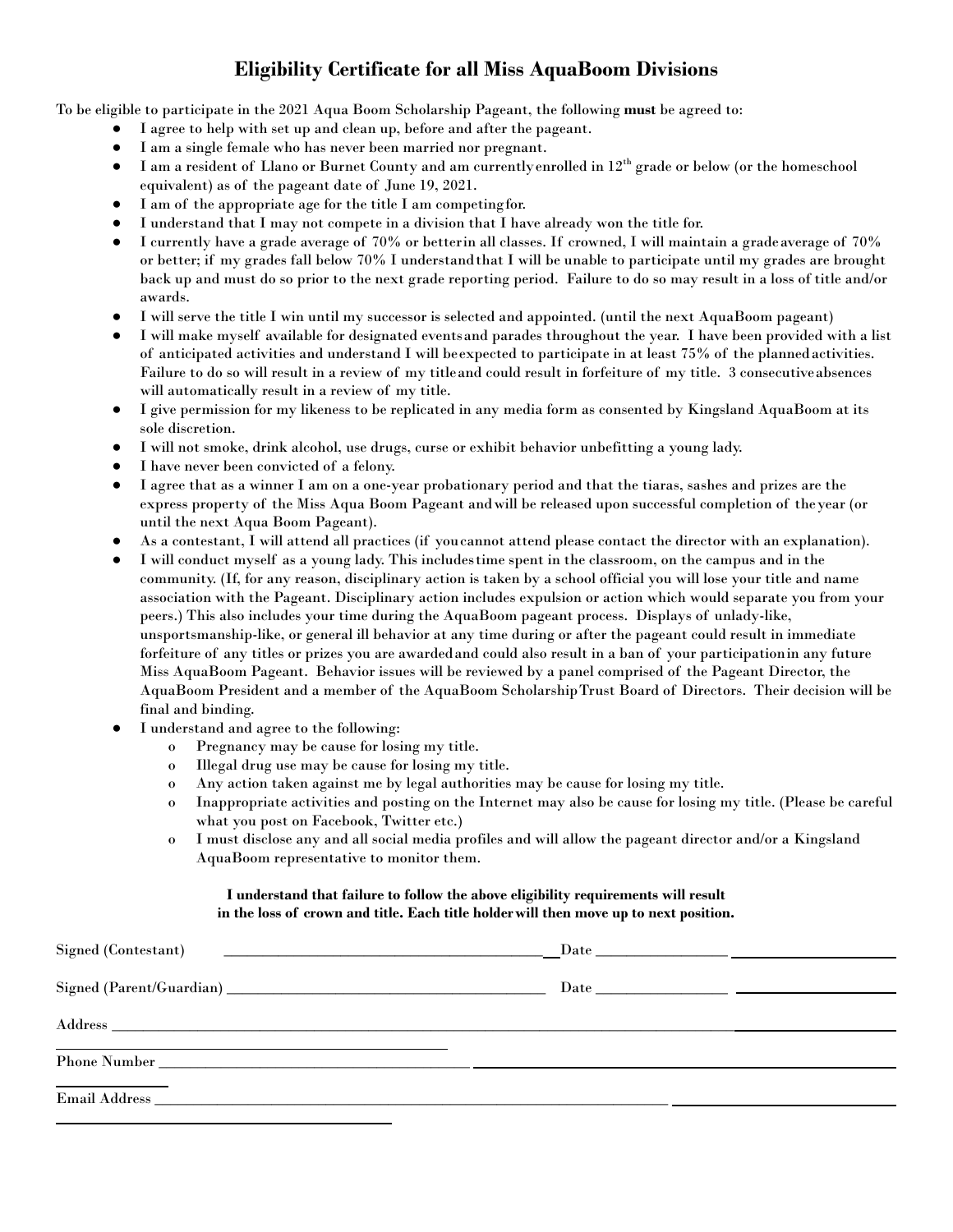# Eligibility Certificate for all Miss AquaBoom Divisions

To be eligible to participate in the 2021 Aqua Boom Scholarship Pageant, the following **must** be agreed to:

- I agree to help with set up and clean up, before and after the pageant.
- I am a single female who has never been married nor pregnant.
- I am a resident of Llano or Burnet County and am currently enrolled in 12th grade or below (or the homeschool equivalent) as of the pageant date of June 19, 2021.
- I am of the appropriate age for the title I am competing for.
- I understand that I may not compete in a division that I have already won the title for.
- I currently have a grade average of 70% or better in all classes. If crowned, I will maintain a grade average of 70% or better; if my grades fall below 70% I understand that I will be unable to participate until my grades are brought back up and must do so prior to the next grade reporting period. Failure to do so may result in a loss of title and/or awards.
- I will serve the title I win until my successor is selected and appointed. (until the next AquaBoom pageant)
- I will make myself available for designated events and parades throughout the year. I have been provided with a list of anticipated activities and understand I will be expected to participate in at least 75% of the planned activities. Failure to do so will result in a review of my title and could result in forfeiture of my title. 3 consecutive absences will automatically result in a review of my title.
- I give permission for my likeness to be replicated in any media form as consented by Kingsland AquaBoom at its sole discretion.
- I will not smoke, drink alcohol, use drugs, curse or exhibit behavior unbefitting a young lady.
- I have never been convicted of a felony.
- I agree that as a winner I am on a one-year probationary period and that the tiaras, sashes and prizes are the express property of the Miss Aqua Boom Pageant and will be released upon successful completion of the year (or until the next Aqua Boom Pageant).
- As a contestant, I will attend all practices (if you cannot attend please contact the director with an explanation).
- I will conduct myself as a young lady. This includes time spent in the classroom, on the campus and in the community. (If, for any reason, disciplinary action is taken by a school official you will lose your title and name association with the Pageant. Disciplinary action includes expulsion or action which would separate you from your peers.) This also includes your time during the AquaBoom pageant process. Displays of unlady-like, unsportsmanship-like, or general ill behavior at any time during or after the pageant could result in immediate forfeiture of any titles or prizes you are awarded and could also result in a ban of your participation in any future Miss AquaBoom Pageant. Behavior issues will be reviewed by a panel comprised of the Pageant Director, the AquaBoom President and a member of the AquaBoom Scholarship Trust Board of Directors. Their decision will be final and binding.
- I understand and agree to the following:
  - Pregnancy may be cause for losing my title.
  - Illegal drug use may be cause for losing my title.
  - Any action taken against me by legal authorities may be cause for losing my title.
  - Inappropriate activities and posting on the Internet may also be cause for losing my title. (Please be careful what you post on Facebook, Twitter etc.)
  - I must disclose any and all social media profiles and will allow the pageant director and/or a Kingsland AquaBoom representative to monitor them.

**I understand that failure to follow the above eligibility requirements will result in the loss of crown and title. Each title holder will then move up to next position.**

Signed (Contestant) ____________________________________________ Date ____________________

Signed (Parent/Guardian) ____________________________________________ Date ____________________

Address ______________________________________________________________________________

Phone Number ______________________________________________

Email Address ______________________________________________________________________________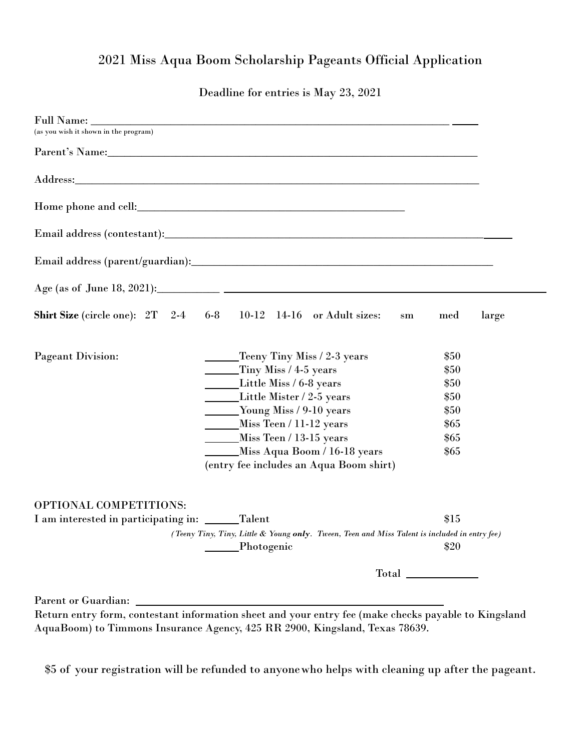# 2021 Miss Aqua Boom Scholarship Pageants Official Application

Deadline for entries is May 23, 2021

Full Name: ______________________________________________________________________
(as you wish it shown in the program)

Parent's Name:___________________________________________________________________

Address:_________________________________________________________________________

Home phone and cell:_______________________________________________

Email address (contestant):__________________________________________________________

Email address (parent/guardian):_____________________________________________________

Age (as of June 18, 2021):___________ ______________________________________________________

**Shirt Size** (circle one): 2T 2-4 6-8 10-12 14-16 or Adult sizes: sm med large

Pageant Division:

| | | |
|---|---|---|
| ______ | Teeny Tiny Miss / 2-3 years | $50 |
| ______ | Tiny Miss / 4-5 years | $50 |
| ______ | Little Miss / 6-8 years | $50 |
| ______ | Little Mister / 2-5 years | $50 |
| ______ | Young Miss / 9-10 years | $50 |
| ______ | Miss Teen / 11-12 years | $65 |
| ______ | Miss Teen / 13-15 years | $65 |
| ______ | Miss Aqua Boom / 16-18 years | $65 |

(entry fee includes an Aqua Boom shirt)

OPTIONAL COMPETITIONS:

I am interested in participating in: ______Talent $15

*(Teeny Tiny, Tiny, Little & Young **only**. Tween, Teen and Miss Talent is included in entry fee)*

______Photogenic $20

Total ____________

Parent or Guardian: ________________________________________________

Return entry form, contestant information sheet and your entry fee (make checks payable to Kingsland AquaBoom) to Timmons Insurance Agency, 425 RR 2900, Kingsland, Texas 78639.

$5 of your registration will be refunded to anyone who helps with cleaning up after the pageant.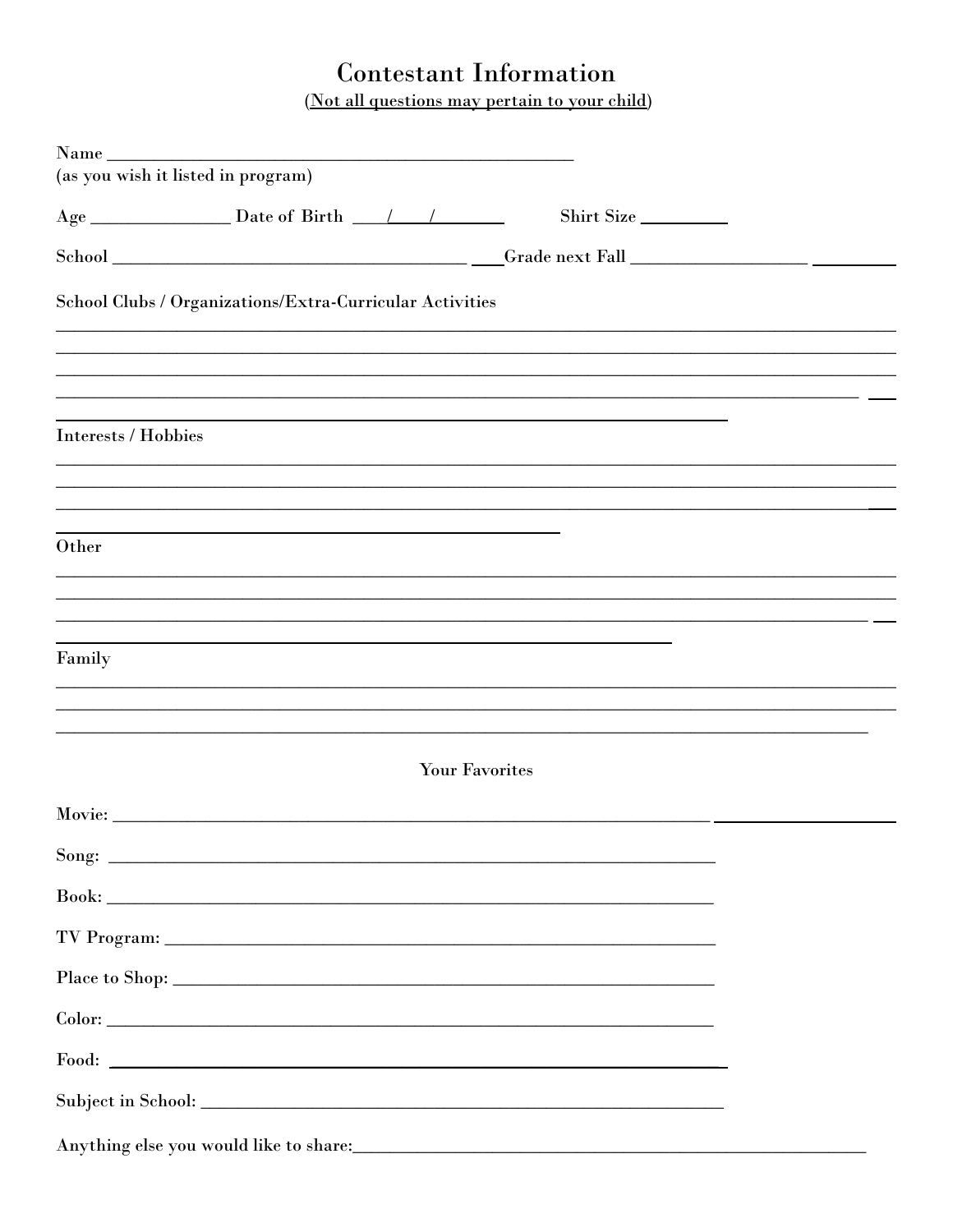# Contestant Information

(Not all questions may pertain to your child)

Name ____________________________________________________
(as you wish it listed in program)

Age _______________ Date of Birth ____/____/________ Shirt Size __________

School ________________________________________ ____Grade next Fall ____________________ __________

School Clubs / Organizations/Extra-Curricular Activities

______________________________________________________________________________________________
______________________________________________________________________________________________
______________________________________________________________________________________________
______________________________________________________________________________________________
__________________________________________________________________________

Interests / Hobbies

______________________________________________________________________________________________
______________________________________________________________________________________________
______________________________________________________________________________________________
________________________________________________________

Other

______________________________________________________________________________________________
______________________________________________________________________________________________
______________________________________________________________________________________________
____________________________________________________________________

Family

______________________________________________________________________________________________
______________________________________________________________________________________________
___________________________________________________________________________________________

Your Favorites

Movie: ___________________________________________________________________ ____________________

Song: ____________________________________________________________________

Book: ____________________________________________________________________

TV Program: ______________________________________________________________

Place to Shop: ____________________________________________________________

Color: ____________________________________________________________________

Food: _____________________________________________________________________

Subject in School: __________________________________________________________

Anything else you would like to share: __________________________________________________________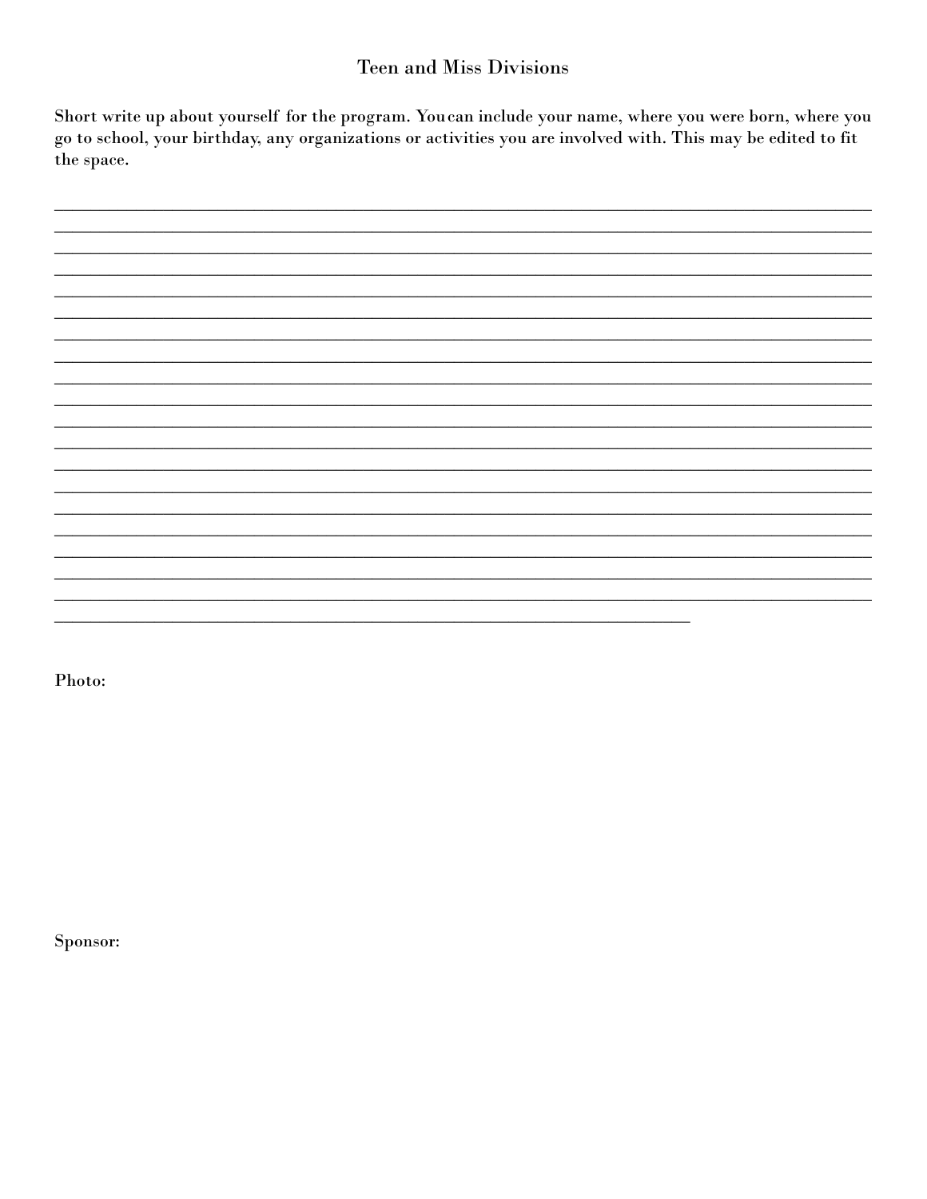## Teen and Miss Divisions

**Short write up about yourself for the program. You can include your name, where you were born, where you go to school, your birthday, any organizations or activities you are involved with. This may be edited to fit the space.**

______________________________________________________________________________________________
______________________________________________________________________________________________
______________________________________________________________________________________________
______________________________________________________________________________________________
______________________________________________________________________________________________
______________________________________________________________________________________________
______________________________________________________________________________________________
______________________________________________________________________________________________
______________________________________________________________________________________________
______________________________________________________________________________________________
______________________________________________________________________________________________
______________________________________________________________________________________________
______________________________________________________________________________________________
______________________________________________________________________________________________
______________________________________________________________________________________________
______________________________________________________________________________________________
______________________________________________________________________________________________
______________________________________________________________________________________________
______________________________________________________________________________________________
______________________________________________________________________________________________
______________________________________________________________________________

**Photo:**

**Sponsor:**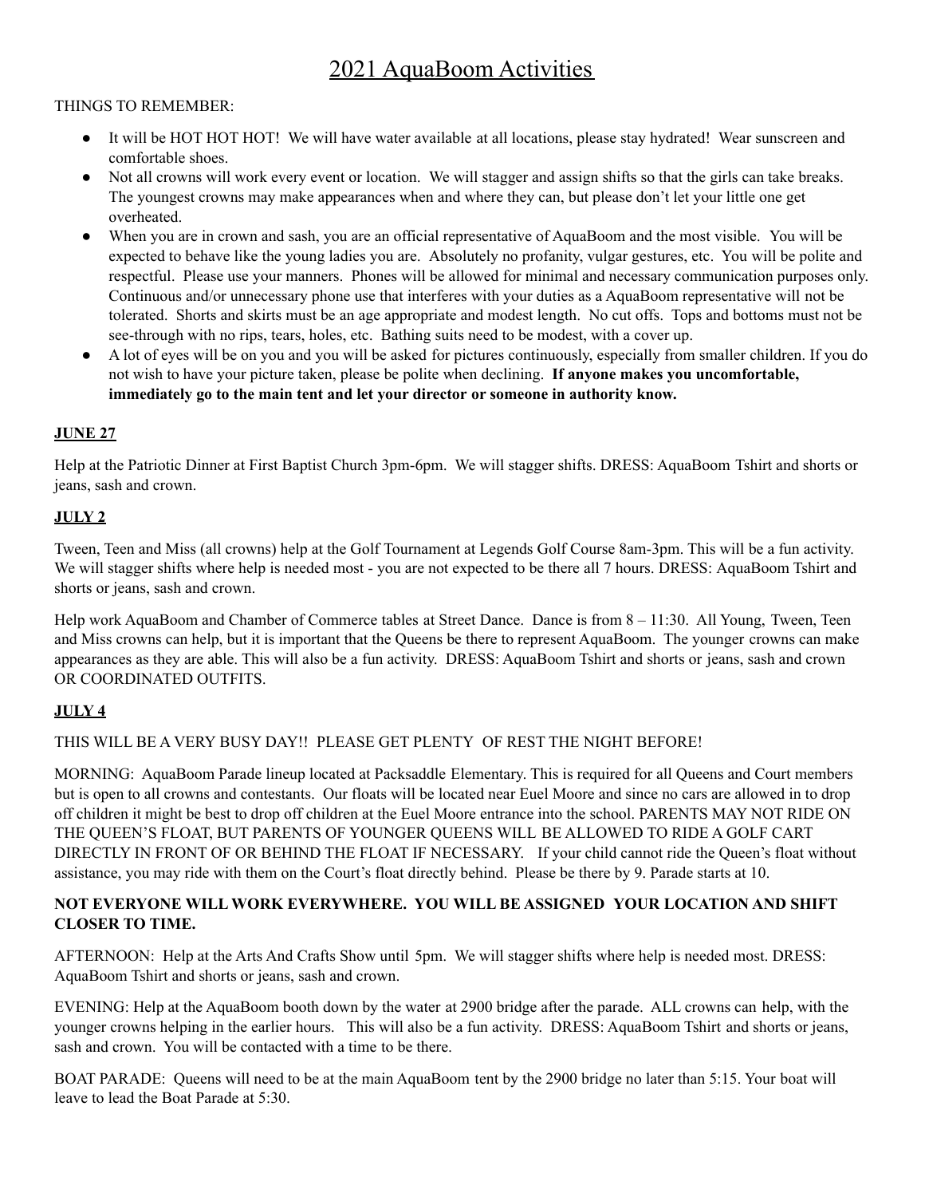# 2021 AquaBoom Activities

THINGS TO REMEMBER:

- It will be HOT HOT HOT! We will have water available at all locations, please stay hydrated! Wear sunscreen and comfortable shoes.
- Not all crowns will work every event or location. We will stagger and assign shifts so that the girls can take breaks. The youngest crowns may make appearances when and where they can, but please don't let your little one get overheated.
- When you are in crown and sash, you are an official representative of AquaBoom and the most visible. You will be expected to behave like the young ladies you are. Absolutely no profanity, vulgar gestures, etc. You will be polite and respectful. Please use your manners. Phones will be allowed for minimal and necessary communication purposes only. Continuous and/or unnecessary phone use that interferes with your duties as a AquaBoom representative will not be tolerated. Shorts and skirts must be an age appropriate and modest length. No cut offs. Tops and bottoms must not be see-through with no rips, tears, holes, etc. Bathing suits need to be modest, with a cover up.
- A lot of eyes will be on you and you will be asked for pictures continuously, especially from smaller children. If you do not wish to have your picture taken, please be polite when declining. **If anyone makes you uncomfortable, immediately go to the main tent and let your director or someone in authority know.**

**JUNE 27**

Help at the Patriotic Dinner at First Baptist Church 3pm-6pm. We will stagger shifts. DRESS: AquaBoom Tshirt and shorts or jeans, sash and crown.

**JULY 2**

Tween, Teen and Miss (all crowns) help at the Golf Tournament at Legends Golf Course 8am-3pm. This will be a fun activity. We will stagger shifts where help is needed most - you are not expected to be there all 7 hours. DRESS: AquaBoom Tshirt and shorts or jeans, sash and crown.

Help work AquaBoom and Chamber of Commerce tables at Street Dance. Dance is from 8 – 11:30. All Young, Tween, Teen and Miss crowns can help, but it is important that the Queens be there to represent AquaBoom. The younger crowns can make appearances as they are able. This will also be a fun activity. DRESS: AquaBoom Tshirt and shorts or jeans, sash and crown OR COORDINATED OUTFITS.

**JULY 4**

THIS WILL BE A VERY BUSY DAY!! PLEASE GET PLENTY OF REST THE NIGHT BEFORE!

MORNING: AquaBoom Parade lineup located at Packsaddle Elementary. This is required for all Queens and Court members but is open to all crowns and contestants. Our floats will be located near Euel Moore and since no cars are allowed in to drop off children it might be best to drop off children at the Euel Moore entrance into the school. PARENTS MAY NOT RIDE ON THE QUEEN'S FLOAT, BUT PARENTS OF YOUNGER QUEENS WILL BE ALLOWED TO RIDE A GOLF CART DIRECTLY IN FRONT OF OR BEHIND THE FLOAT IF NECESSARY. If your child cannot ride the Queen's float without assistance, you may ride with them on the Court's float directly behind. Please be there by 9. Parade starts at 10.

**NOT EVERYONE WILL WORK EVERYWHERE. YOU WILL BE ASSIGNED YOUR LOCATION AND SHIFT CLOSER TO TIME.**

AFTERNOON: Help at the Arts And Crafts Show until 5pm. We will stagger shifts where help is needed most. DRESS: AquaBoom Tshirt and shorts or jeans, sash and crown.

EVENING: Help at the AquaBoom booth down by the water at 2900 bridge after the parade. ALL crowns can help, with the younger crowns helping in the earlier hours. This will also be a fun activity. DRESS: AquaBoom Tshirt and shorts or jeans, sash and crown. You will be contacted with a time to be there.

BOAT PARADE: Queens will need to be at the main AquaBoom tent by the 2900 bridge no later than 5:15. Your boat will leave to lead the Boat Parade at 5:30.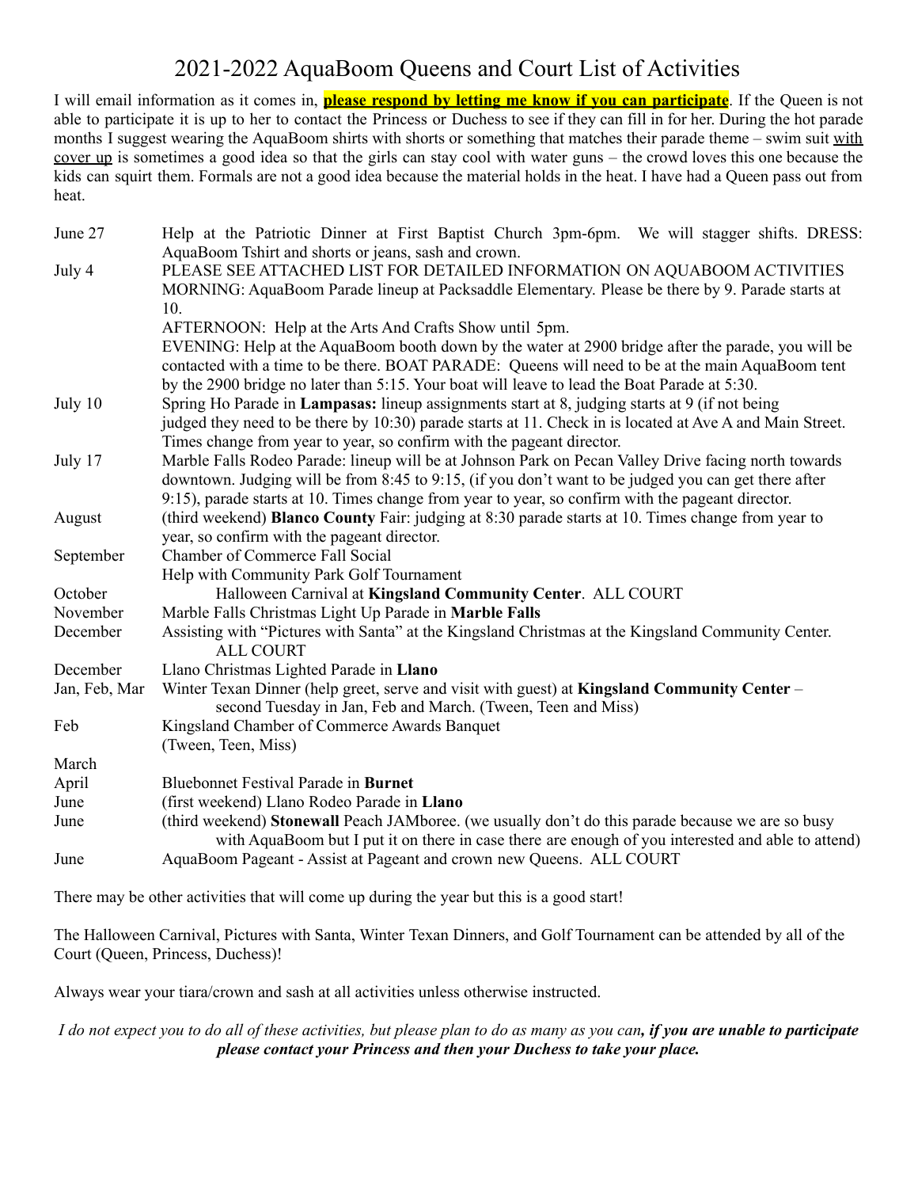# 2021-2022 AquaBoom Queens and Court List of Activities

I will email information as it comes in, **please respond by letting me know if you can participate**. If the Queen is not able to participate it is up to her to contact the Princess or Duchess to see if they can fill in for her. During the hot parade months I suggest wearing the AquaBoom shirts with shorts or something that matches their parade theme – swim suit with cover up is sometimes a good idea so that the girls can stay cool with water guns – the crowd loves this one because the kids can squirt them. Formals are not a good idea because the material holds in the heat. I have had a Queen pass out from heat.

| | |
|---|---|
| June 27 | Help at the Patriotic Dinner at First Baptist Church 3pm-6pm. We will stagger shifts. DRESS: AquaBoom Tshirt and shorts or jeans, sash and crown. |
| July 4 | PLEASE SEE ATTACHED LIST FOR DETAILED INFORMATION ON AQUABOOM ACTIVITIES<br>MORNING: AquaBoom Parade lineup at Packsaddle Elementary. Please be there by 9. Parade starts at 10.<br>AFTERNOON: Help at the Arts And Crafts Show until 5pm.<br>EVENING: Help at the AquaBoom booth down by the water at 2900 bridge after the parade, you will be contacted with a time to be there. BOAT PARADE: Queens will need to be at the main AquaBoom tent by the 2900 bridge no later than 5:15. Your boat will leave to lead the Boat Parade at 5:30. |
| July 10 | Spring Ho Parade in **Lampasas:** lineup assignments start at 8, judging starts at 9 (if not being judged they need to be there by 10:30) parade starts at 11. Check in is located at Ave A and Main Street. Times change from year to year, so confirm with the pageant director. |
| July 17 | Marble Falls Rodeo Parade: lineup will be at Johnson Park on Pecan Valley Drive facing north towards downtown. Judging will be from 8:45 to 9:15, (if you don't want to be judged you can get there after 9:15), parade starts at 10. Times change from year to year, so confirm with the pageant director. |
| August | (third weekend) **Blanco County** Fair: judging at 8:30 parade starts at 10. Times change from year to year, so confirm with the pageant director. |
| September | Chamber of Commerce Fall Social<br>Help with Community Park Golf Tournament |
| October | Halloween Carnival at **Kingsland Community Center**. ALL COURT |
| November | Marble Falls Christmas Light Up Parade in **Marble Falls** |
| December | Assisting with "Pictures with Santa" at the Kingsland Christmas at the Kingsland Community Center. ALL COURT |
| December | Llano Christmas Lighted Parade in **Llano** |
| Jan, Feb, Mar | Winter Texan Dinner (help greet, serve and visit with guest) at **Kingsland Community Center** – second Tuesday in Jan, Feb and March. (Tween, Teen and Miss) |
| Feb | Kingsland Chamber of Commerce Awards Banquet<br>(Tween, Teen, Miss) |
| March | |
| April | Bluebonnet Festival Parade in **Burnet** |
| June | (first weekend) Llano Rodeo Parade in **Llano** |
| June | (third weekend) **Stonewall** Peach JAMboree. (we usually don't do this parade because we are so busy with AquaBoom but I put it on there in case there are enough of you interested and able to attend) |
| June | AquaBoom Pageant - Assist at Pageant and crown new Queens. ALL COURT |

There may be other activities that will come up during the year but this is a good start!

The Halloween Carnival, Pictures with Santa, Winter Texan Dinners, and Golf Tournament can be attended by all of the Court (Queen, Princess, Duchess)!

Always wear your tiara/crown and sash at all activities unless otherwise instructed.

*I do not expect you to do all of these activities, but please plan to do as many as you can**, if you are unable to participate please contact your Princess and then your Duchess to take your place.***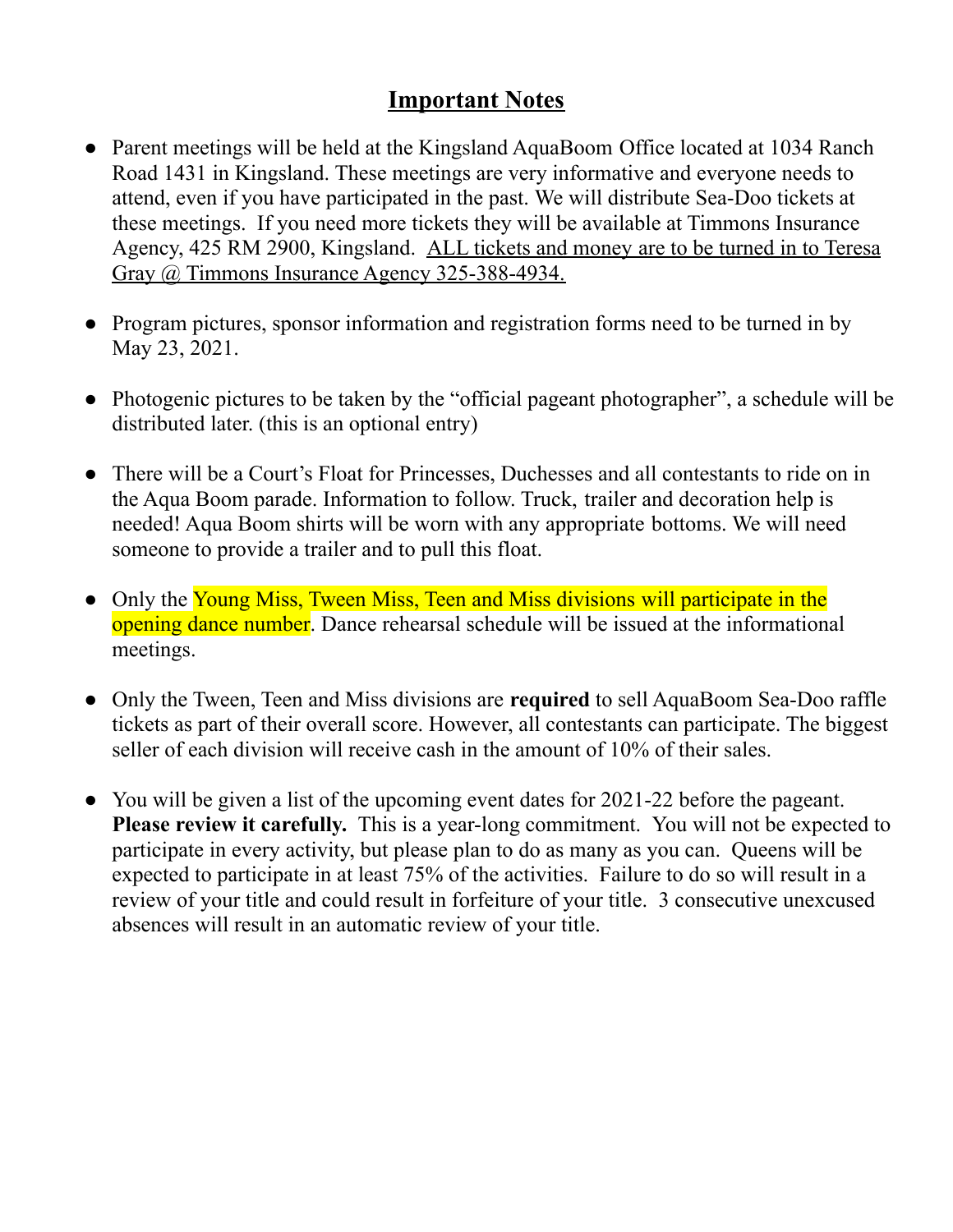## Important Notes

- Parent meetings will be held at the Kingsland AquaBoom Office located at 1034 Ranch Road 1431 in Kingsland. These meetings are very informative and everyone needs to attend, even if you have participated in the past. We will distribute Sea-Doo tickets at these meetings. If you need more tickets they will be available at Timmons Insurance Agency, 425 RM 2900, Kingsland. ALL tickets and money are to be turned in to Teresa Gray @ Timmons Insurance Agency 325-388-4934.

- Program pictures, sponsor information and registration forms need to be turned in by May 23, 2021.

- Photogenic pictures to be taken by the "official pageant photographer", a schedule will be distributed later. (this is an optional entry)

- There will be a Court's Float for Princesses, Duchesses and all contestants to ride on in the Aqua Boom parade. Information to follow. Truck, trailer and decoration help is needed! Aqua Boom shirts will be worn with any appropriate bottoms. We will need someone to provide a trailer and to pull this float.

- Only the Young Miss, Tween Miss, Teen and Miss divisions will participate in the opening dance number. Dance rehearsal schedule will be issued at the informational meetings.

- Only the Tween, Teen and Miss divisions are **required** to sell AquaBoom Sea-Doo raffle tickets as part of their overall score. However, all contestants can participate. The biggest seller of each division will receive cash in the amount of 10% of their sales.

- You will be given a list of the upcoming event dates for 2021-22 before the pageant. **Please review it carefully.** This is a year-long commitment. You will not be expected to participate in every activity, but please plan to do as many as you can. Queens will be expected to participate in at least 75% of the activities. Failure to do so will result in a review of your title and could result in forfeiture of your title. 3 consecutive unexcused absences will result in an automatic review of your title.